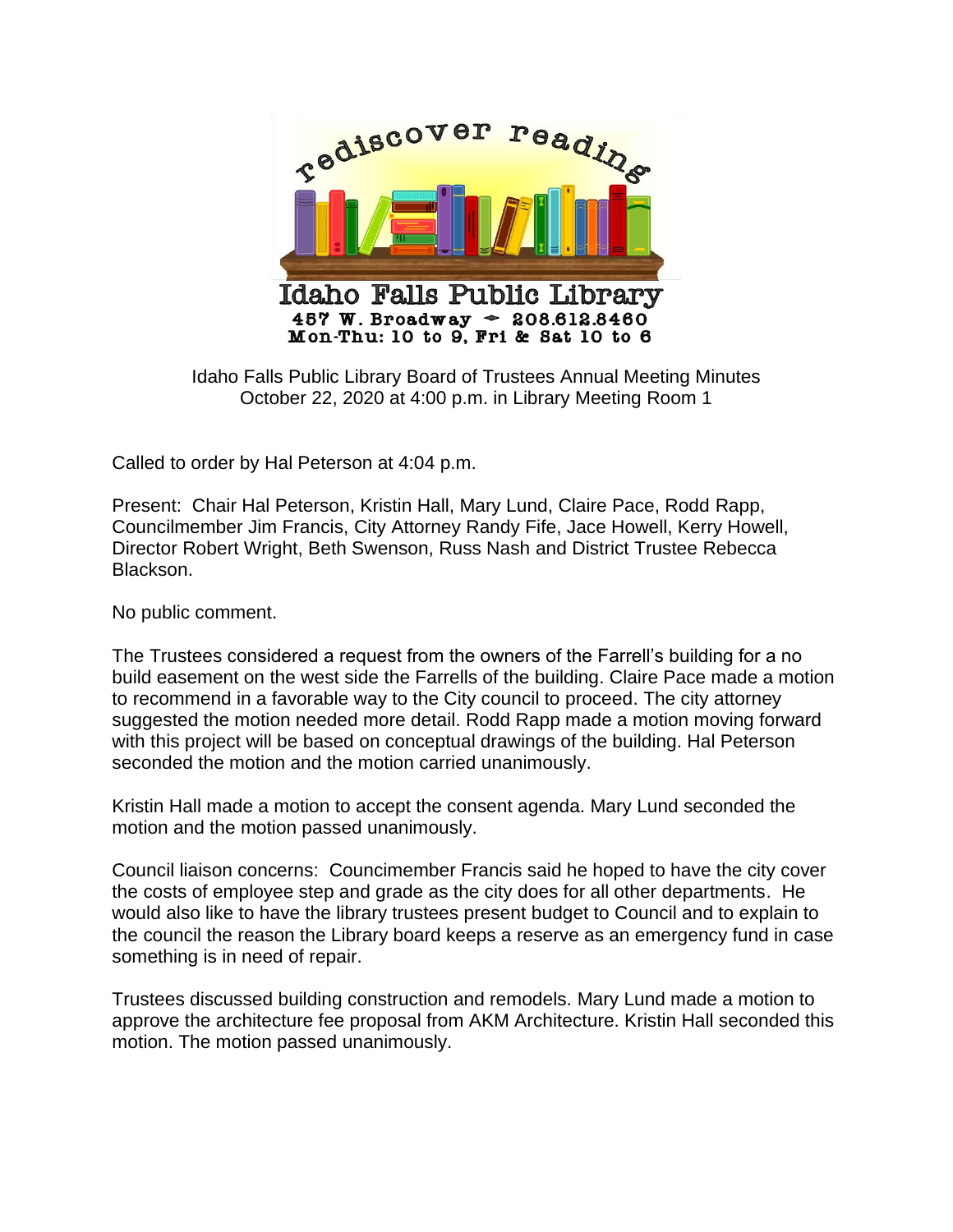rediscover reading

# Idaho Falls Public Library

**457 W. Broadway ◆ 208.612.8460**
**Mon-Thu: 10 to 9, Fri & Sat 10 to 6**

Idaho Falls Public Library Board of Trustees Annual Meeting Minutes
October 22, 2020 at 4:00 p.m. in Library Meeting Room 1

Called to order by Hal Peterson at 4:04 p.m.

Present: Chair Hal Peterson, Kristin Hall, Mary Lund, Claire Pace, Rodd Rapp, Councilmember Jim Francis, City Attorney Randy Fife, Jace Howell, Kerry Howell, Director Robert Wright, Beth Swenson, Russ Nash and District Trustee Rebecca Blackson.

No public comment.

The Trustees considered a request from the owners of the Farrell's building for a no build easement on the west side the Farrells of the building. Claire Pace made a motion to recommend in a favorable way to the City council to proceed. The city attorney suggested the motion needed more detail. Rodd Rapp made a motion moving forward with this project will be based on conceptual drawings of the building. Hal Peterson seconded the motion and the motion carried unanimously.

Kristin Hall made a motion to accept the consent agenda. Mary Lund seconded the motion and the motion passed unanimously.

Council liaison concerns: Councimember Francis said he hoped to have the city cover the costs of employee step and grade as the city does for all other departments. He would also like to have the library trustees present budget to Council and to explain to the council the reason the Library board keeps a reserve as an emergency fund in case something is in need of repair.

Trustees discussed building construction and remodels. Mary Lund made a motion to approve the architecture fee proposal from AKM Architecture. Kristin Hall seconded this motion. The motion passed unanimously.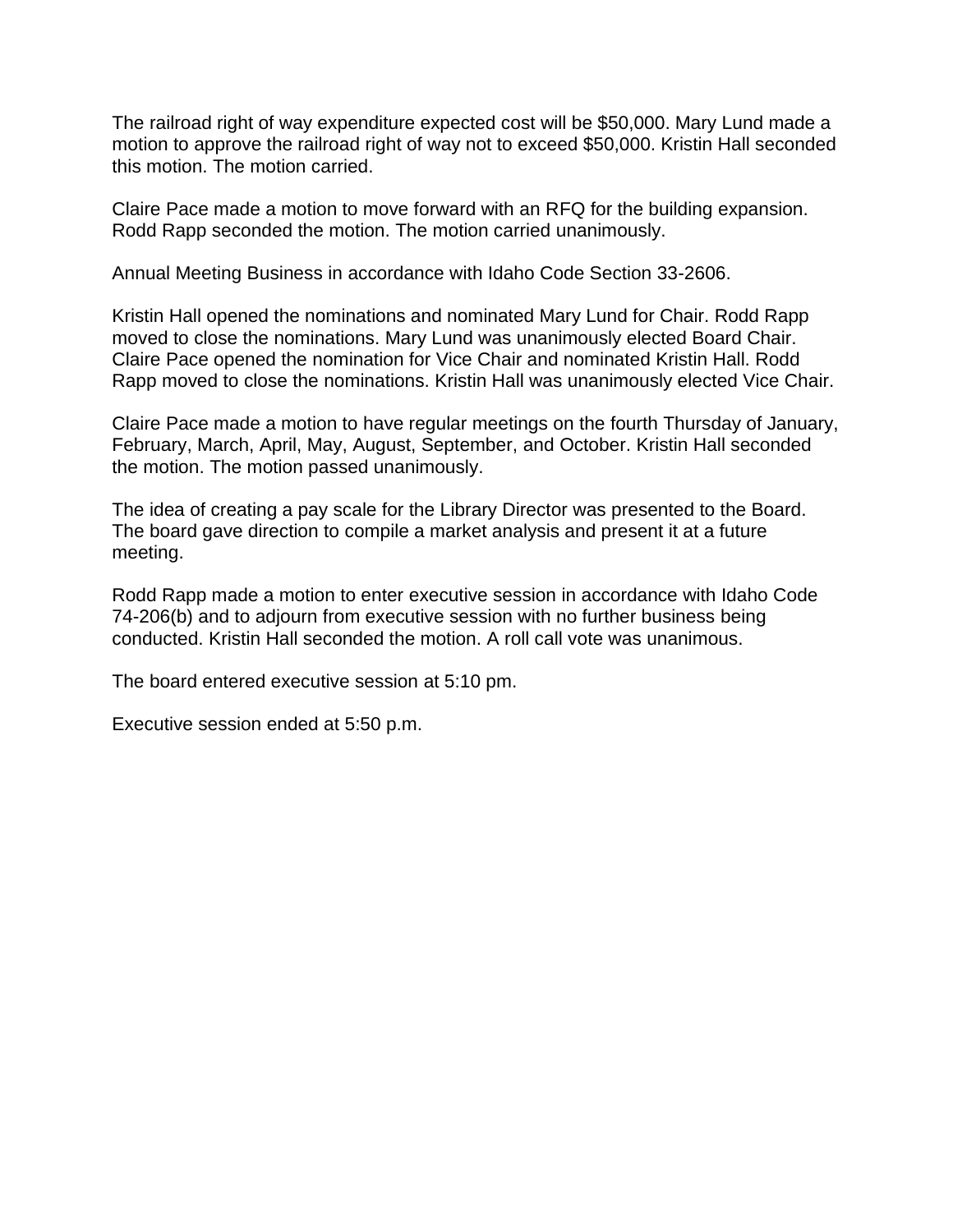The railroad right of way expenditure expected cost will be $50,000. Mary Lund made a motion to approve the railroad right of way not to exceed $50,000. Kristin Hall seconded this motion. The motion carried.

Claire Pace made a motion to move forward with an RFQ for the building expansion. Rodd Rapp seconded the motion. The motion carried unanimously.

Annual Meeting Business in accordance with Idaho Code Section 33-2606.

Kristin Hall opened the nominations and nominated Mary Lund for Chair. Rodd Rapp moved to close the nominations. Mary Lund was unanimously elected Board Chair. Claire Pace opened the nomination for Vice Chair and nominated Kristin Hall. Rodd Rapp moved to close the nominations. Kristin Hall was unanimously elected Vice Chair.

Claire Pace made a motion to have regular meetings on the fourth Thursday of January, February, March, April, May, August, September, and October. Kristin Hall seconded the motion. The motion passed unanimously.

The idea of creating a pay scale for the Library Director was presented to the Board. The board gave direction to compile a market analysis and present it at a future meeting.

Rodd Rapp made a motion to enter executive session in accordance with Idaho Code 74-206(b) and to adjourn from executive session with no further business being conducted. Kristin Hall seconded the motion. A roll call vote was unanimous.

The board entered executive session at 5:10 pm.

Executive session ended at 5:50 p.m.